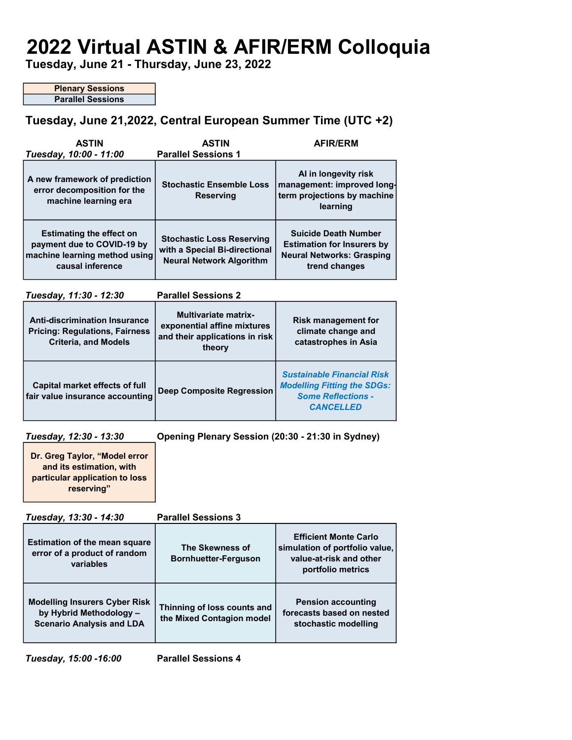# 2022 Virtual ASTIN & AFIR/ERM Colloquia

**Tuesday, June 21 - Thursday, June 23, 2022**

| Plenary Sessions |
|---|
| Parallel Sessions |

## Tuesday, June 21,2022, Central European Summer Time (UTC +2)

***Tuesday, 10:00 - 11:00*** **Parallel Sessions 1**

| ASTIN | ASTIN | AFIR/ERM |
|---|---|---|
| A new framework of prediction error decomposition for the machine learning era | Stochastic Ensemble Loss Reserving | AI in longevity risk management: improved long-term projections by machine learning |
| Estimating the effect on payment due to COVID-19 by machine learning method using causal inference | Stochastic Loss Reserving with a Special Bi-directional Neural Network Algorithm | Suicide Death Number Estimation for Insurers by Neural Networks: Grasping trend changes |

***Tuesday, 11:30 - 12:30*** **Parallel Sessions 2**

| ASTIN | ASTIN | AFIR/ERM |
|---|---|---|
| Anti-discrimination Insurance Pricing: Regulations, Fairness Criteria, and Models | Multivariate matrix-exponential affine mixtures and their applications in risk theory | Risk management for climate change and catastrophes in Asia |
| Capital market effects of full fair value insurance accounting | Deep Composite Regression | *Sustainable Financial Risk Modelling Fitting the SDGs: Some Reflections - CANCELLED* |

***Tuesday, 12:30 - 13:30*** **Opening Plenary Session (20:30 - 21:30 in Sydney)**

| Dr. Greg Taylor, “Model error and its estimation, with particular application to loss reserving” |
|---|

***Tuesday, 13:30 - 14:30*** **Parallel Sessions 3**

| ASTIN | ASTIN | AFIR/ERM |
|---|---|---|
| Estimation of the mean square error of a product of random variables | The Skewness of Bornhuetter-Ferguson | Efficient Monte Carlo simulation of portfolio value, value-at-risk and other portfolio metrics |
| Modelling Insurers Cyber Risk by Hybrid Methodology – Scenario Analysis and LDA | Thinning of loss counts and the Mixed Contagion model | Pension accounting forecasts based on nested stochastic modelling |

***Tuesday, 15:00 -16:00*** **Parallel Sessions 4**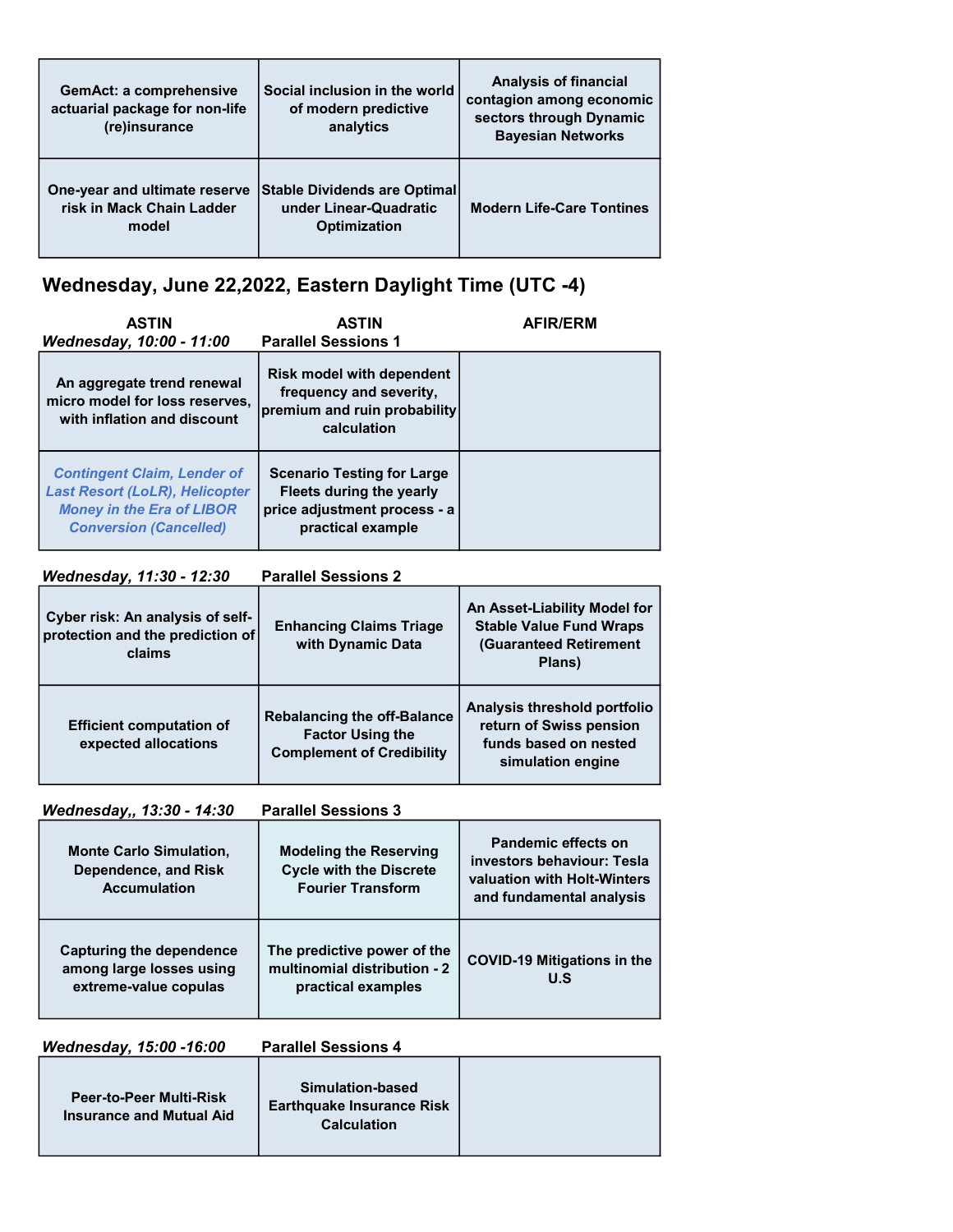| | | |
|---|---|---|
| GemAct: a comprehensive actuarial package for non-life (re)insurance | Social inclusion in the world of modern predictive analytics | Analysis of financial contagion among economic sectors through Dynamic Bayesian Networks |
| One-year and ultimate reserve risk in Mack Chain Ladder model | Stable Dividends are Optimal under Linear-Quadratic Optimization | Modern Life-Care Tontines |

## Wednesday, June 22,2022, Eastern Daylight Time (UTC -4)

**ASTIN** | **ASTIN** | **AFIR/ERM**

***Wednesday, 10:00 - 11:00*** **Parallel Sessions 1**

| | | |
|---|---|---|
| An aggregate trend renewal micro model for loss reserves, with inflation and discount | Risk model with dependent frequency and severity, premium and ruin probability calculation | |
| *Contingent Claim, Lender of Last Resort (LoLR), Helicopter Money in the Era of LIBOR Conversion (Cancelled)* | Scenario Testing for Large Fleets during the yearly price adjustment process - a practical example | |

***Wednesday, 11:30 - 12:30*** **Parallel Sessions 2**

| | | |
|---|---|---|
| Cyber risk: An analysis of self-protection and the prediction of claims | Enhancing Claims Triage with Dynamic Data | An Asset-Liability Model for Stable Value Fund Wraps (Guaranteed Retirement Plans) |
| Efficient computation of expected allocations | Rebalancing the off-Balance Factor Using the Complement of Credibility | Analysis threshold portfolio return of Swiss pension funds based on nested simulation engine |

***Wednesday,, 13:30 - 14:30*** **Parallel Sessions 3**

| | | |
|---|---|---|
| Monte Carlo Simulation, Dependence, and Risk Accumulation | Modeling the Reserving Cycle with the Discrete Fourier Transform | Pandemic effects on investors behaviour: Tesla valuation with Holt-Winters and fundamental analysis |
| Capturing the dependence among large losses using extreme-value copulas | The predictive power of the multinomial distribution - 2 practical examples | COVID-19 Mitigations in the U.S |

***Wednesday, 15:00 -16:00*** **Parallel Sessions 4**

| | | |
|---|---|---|
| Peer-to-Peer Multi-Risk Insurance and Mutual Aid | Simulation-based Earthquake Insurance Risk Calculation | |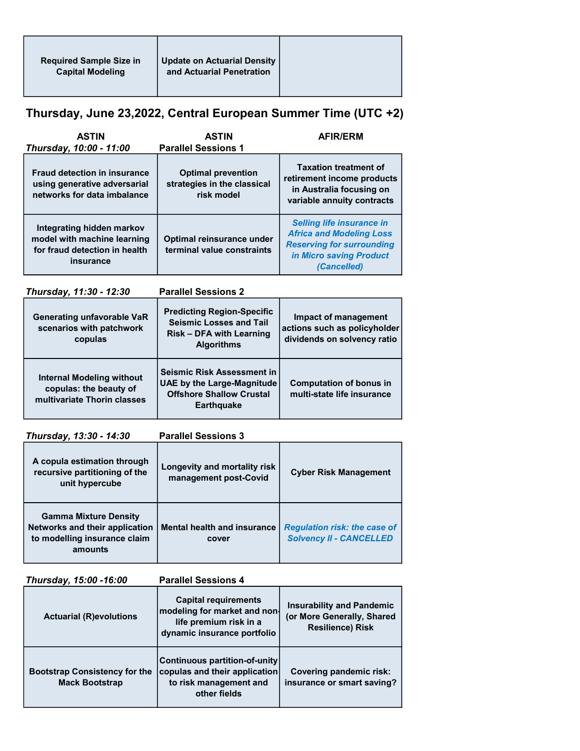| Required Sample Size in Capital Modeling | Update on Actuarial Density and Actuarial Penetration | |
|---|---|---|

## Thursday, June 23,2022, Central European Summer Time (UTC +2)

| ASTIN | ASTIN | AFIR/ERM |
|---|---|---|
| *Thursday, 10:00 - 11:00* | **Parallel Sessions 1** | |
| Fraud detection in insurance using generative adversarial networks for data imbalance | Optimal prevention strategies in the classical risk model | Taxation treatment of retirement income products in Australia focusing on variable annuity contracts |
| Integrating hidden markov model with machine learning for fraud detection in health insurance | Optimal reinsurance under terminal value constraints | *Selling life insurance in Africa and Modeling Loss Reserving for surrounding in Micro saving Product (Cancelled)* |

| *Thursday, 11:30 - 12:30* | **Parallel Sessions 2** | |
|---|---|---|
| Generating unfavorable VaR scenarios with patchwork copulas | Predicting Region-Specific Seismic Losses and Tail Risk – DFA with Learning Algorithms | Impact of management actions such as policyholder dividends on solvency ratio |
| Internal Modeling without copulas: the beauty of multivariate Thorin classes | Seismic Risk Assessment in UAE by the Large-Magnitude Offshore Shallow Crustal Earthquake | Computation of bonus in multi-state life insurance |

| *Thursday, 13:30 - 14:30* | **Parallel Sessions 3** | |
|---|---|---|
| A copula estimation through recursive partitioning of the unit hypercube | Longevity and mortality risk management post-Covid | Cyber Risk Management |
| Gamma Mixture Density Networks and their application to modelling insurance claim amounts | Mental health and insurance cover | *Regulation risk: the case of Solvency II - CANCELLED* |

| *Thursday, 15:00 -16:00* | **Parallel Sessions 4** | |
|---|---|---|
| Actuarial (R)evolutions | Capital requirements modeling for market and non-life premium risk in a dynamic insurance portfolio | Insurability and Pandemic (or More Generally, Shared Resilience) Risk |
| Bootstrap Consistency for the Mack Bootstrap | Continuous partition-of-unity copulas and their application to risk management and other fields | Covering pandemic risk: insurance or smart saving? |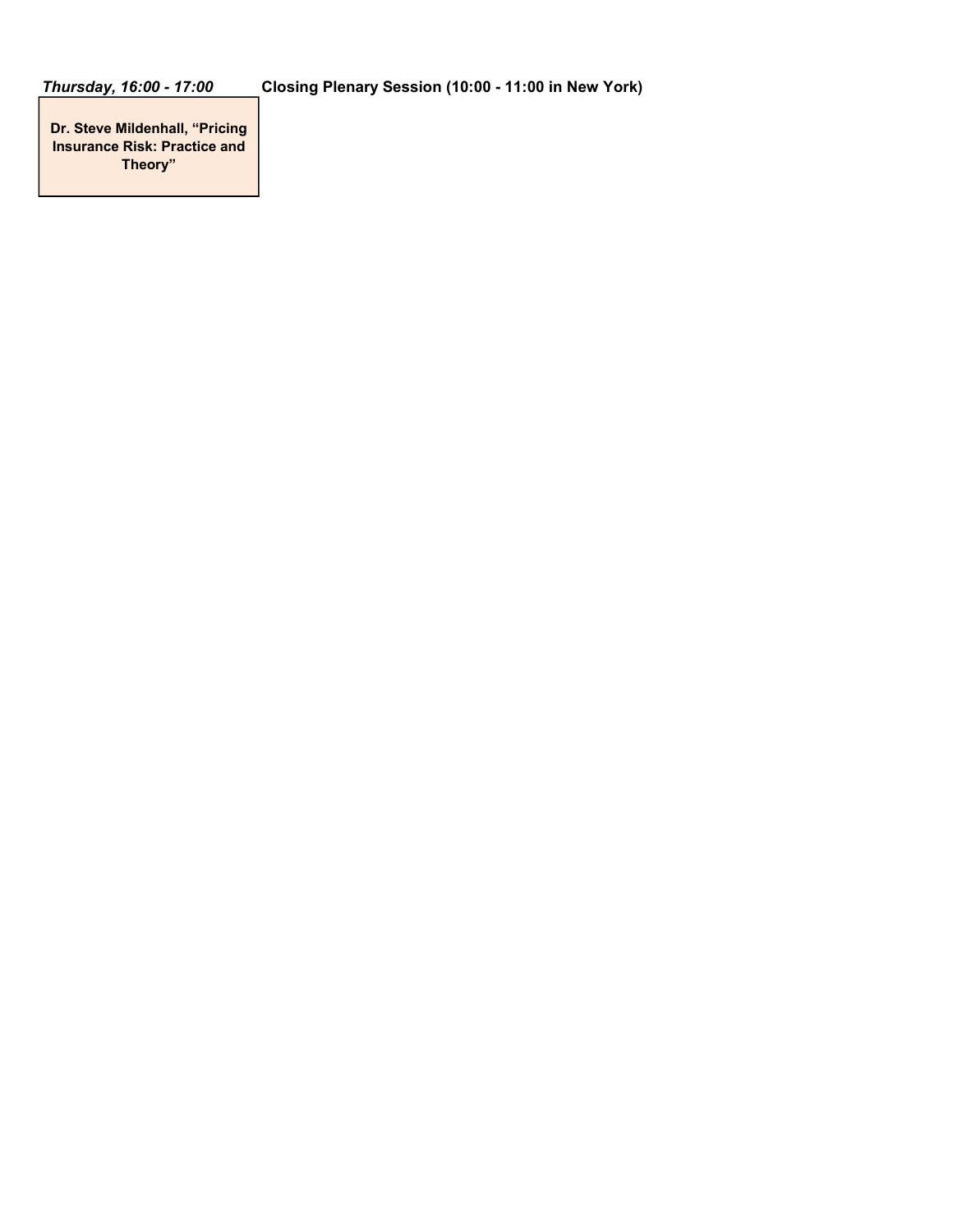*Thursday, 16:00 - 17:00* **Closing Plenary Session (10:00 - 11:00 in New York)**

| |
|---|
| **Dr. Steve Mildenhall, "Pricing Insurance Risk: Practice and Theory"** |